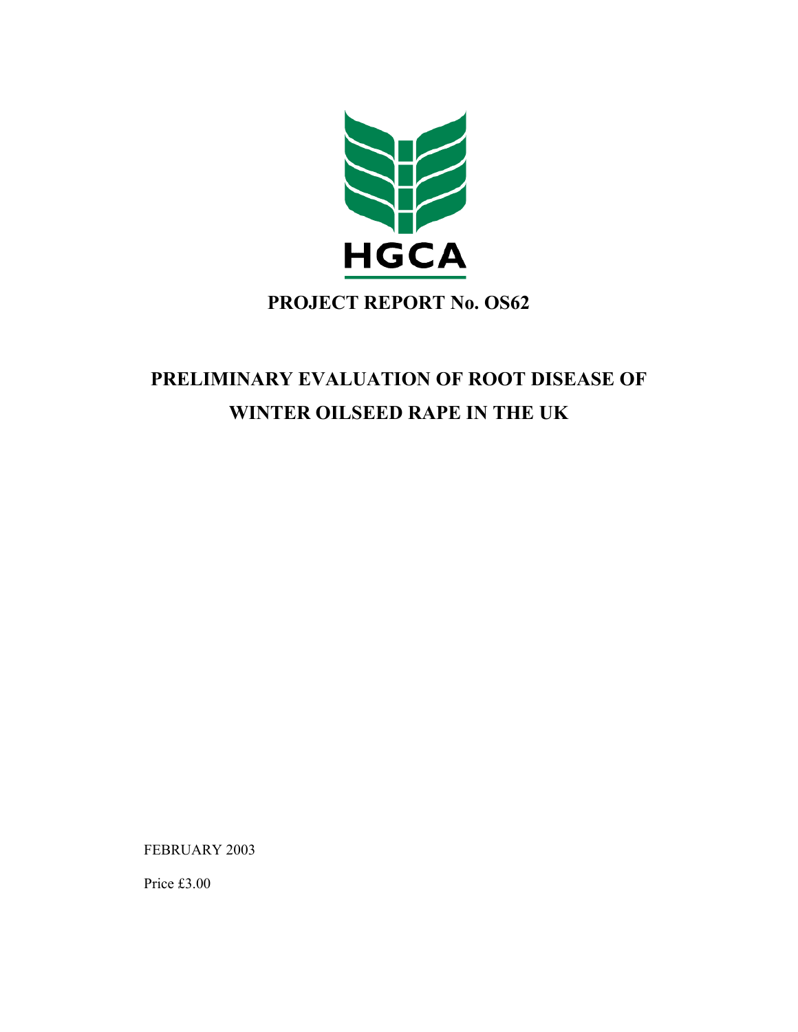HGCA

# PROJECT REPORT No. OS62

# PRELIMINARY EVALUATION OF ROOT DISEASE OF WINTER OILSEED RAPE IN THE UK

FEBRUARY 2003

Price £3.00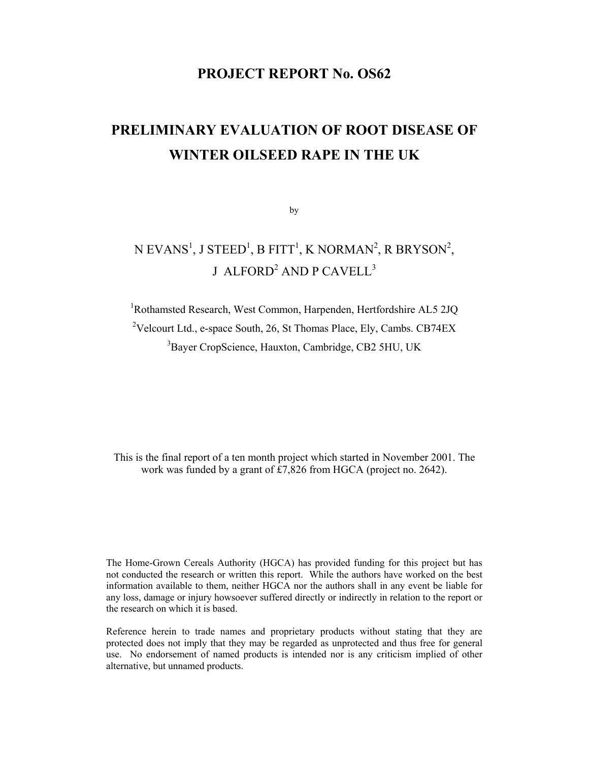# PROJECT REPORT No. OS62

# PRELIMINARY EVALUATION OF ROOT DISEASE OF WINTER OILSEED RAPE IN THE UK

by

N EVANS[1], J STEED[1], B FITT[1], K NORMAN[2], R BRYSON[2], J ALFORD[2] AND P CAVELL[3]

[1]Rothamsted Research, West Common, Harpenden, Hertfordshire AL5 2JQ

[2]Velcourt Ltd., e-space South, 26, St Thomas Place, Ely, Cambs. CB74EX

[3]Bayer CropScience, Hauxton, Cambridge, CB2 5HU, UK

This is the final report of a ten month project which started in November 2001. The work was funded by a grant of £7,826 from HGCA (project no. 2642).

The Home-Grown Cereals Authority (HGCA) has provided funding for this project but has not conducted the research or written this report. While the authors have worked on the best information available to them, neither HGCA nor the authors shall in any event be liable for any loss, damage or injury howsoever suffered directly or indirectly in relation to the report or the research on which it is based.

Reference herein to trade names and proprietary products without stating that they are protected does not imply that they may be regarded as unprotected and thus free for general use. No endorsement of named products is intended nor is any criticism implied of other alternative, but unnamed products.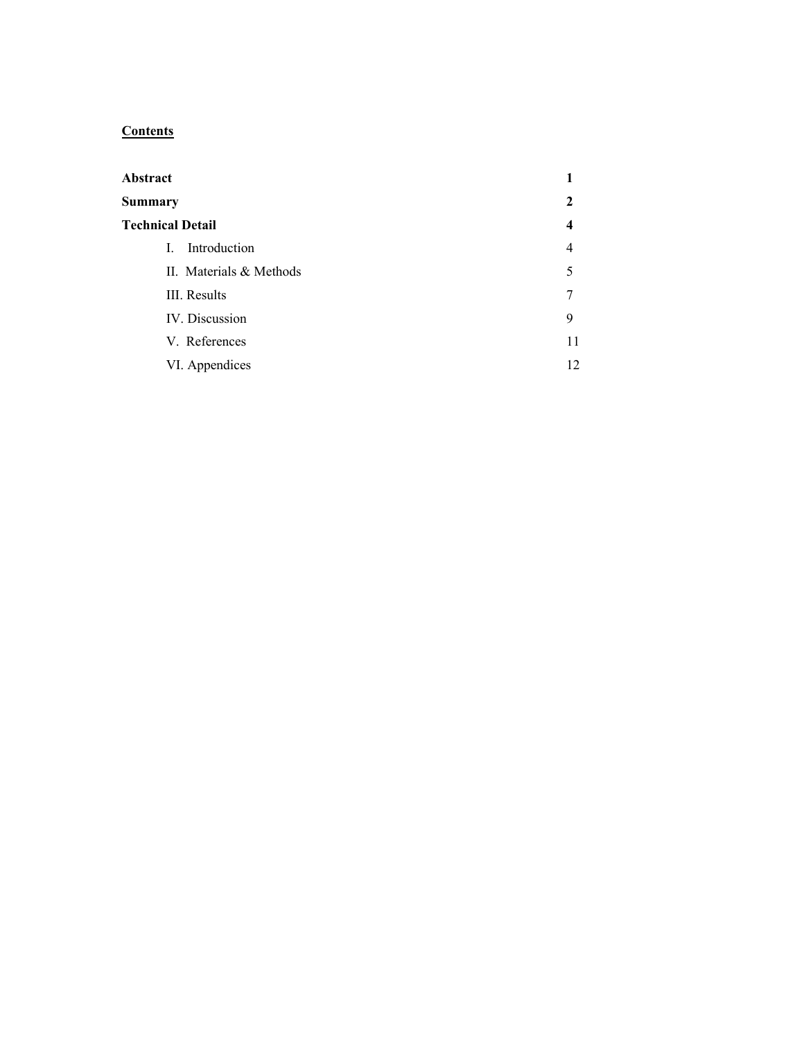## Contents

| | |
|---|---|
| **Abstract** | **1** |
| **Summary** | **2** |
| **Technical Detail** | **4** |
| I. Introduction | 4 |
| II. Materials & Methods | 5 |
| III. Results | 7 |
| IV. Discussion | 9 |
| V. References | 11 |
| VI. Appendices | 12 |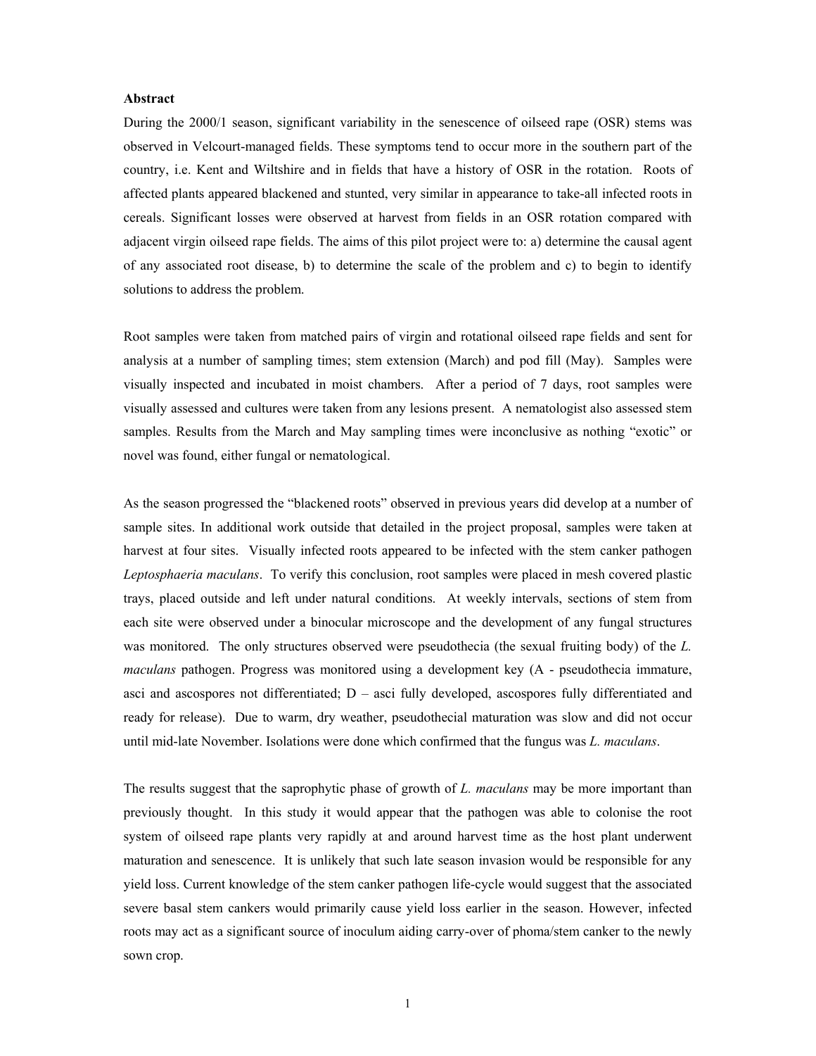**Abstract**

During the 2000/1 season, significant variability in the senescence of oilseed rape (OSR) stems was observed in Velcourt-managed fields. These symptoms tend to occur more in the southern part of the country, i.e. Kent and Wiltshire and in fields that have a history of OSR in the rotation. Roots of affected plants appeared blackened and stunted, very similar in appearance to take-all infected roots in cereals. Significant losses were observed at harvest from fields in an OSR rotation compared with adjacent virgin oilseed rape fields. The aims of this pilot project were to: a) determine the causal agent of any associated root disease, b) to determine the scale of the problem and c) to begin to identify solutions to address the problem.

Root samples were taken from matched pairs of virgin and rotational oilseed rape fields and sent for analysis at a number of sampling times; stem extension (March) and pod fill (May). Samples were visually inspected and incubated in moist chambers. After a period of 7 days, root samples were visually assessed and cultures were taken from any lesions present. A nematologist also assessed stem samples. Results from the March and May sampling times were inconclusive as nothing "exotic" or novel was found, either fungal or nematological.

As the season progressed the "blackened roots" observed in previous years did develop at a number of sample sites. In additional work outside that detailed in the project proposal, samples were taken at harvest at four sites. Visually infected roots appeared to be infected with the stem canker pathogen *Leptosphaeria maculans*. To verify this conclusion, root samples were placed in mesh covered plastic trays, placed outside and left under natural conditions. At weekly intervals, sections of stem from each site were observed under a binocular microscope and the development of any fungal structures was monitored. The only structures observed were pseudothecia (the sexual fruiting body) of the *L. maculans* pathogen. Progress was monitored using a development key (A - pseudothecia immature, asci and ascospores not differentiated; D – asci fully developed, ascospores fully differentiated and ready for release). Due to warm, dry weather, pseudothecial maturation was slow and did not occur until mid-late November. Isolations were done which confirmed that the fungus was *L. maculans*.

The results suggest that the saprophytic phase of growth of *L. maculans* may be more important than previously thought. In this study it would appear that the pathogen was able to colonise the root system of oilseed rape plants very rapidly at and around harvest time as the host plant underwent maturation and senescence. It is unlikely that such late season invasion would be responsible for any yield loss. Current knowledge of the stem canker pathogen life-cycle would suggest that the associated severe basal stem cankers would primarily cause yield loss earlier in the season. However, infected roots may act as a significant source of inoculum aiding carry-over of phoma/stem canker to the newly sown crop.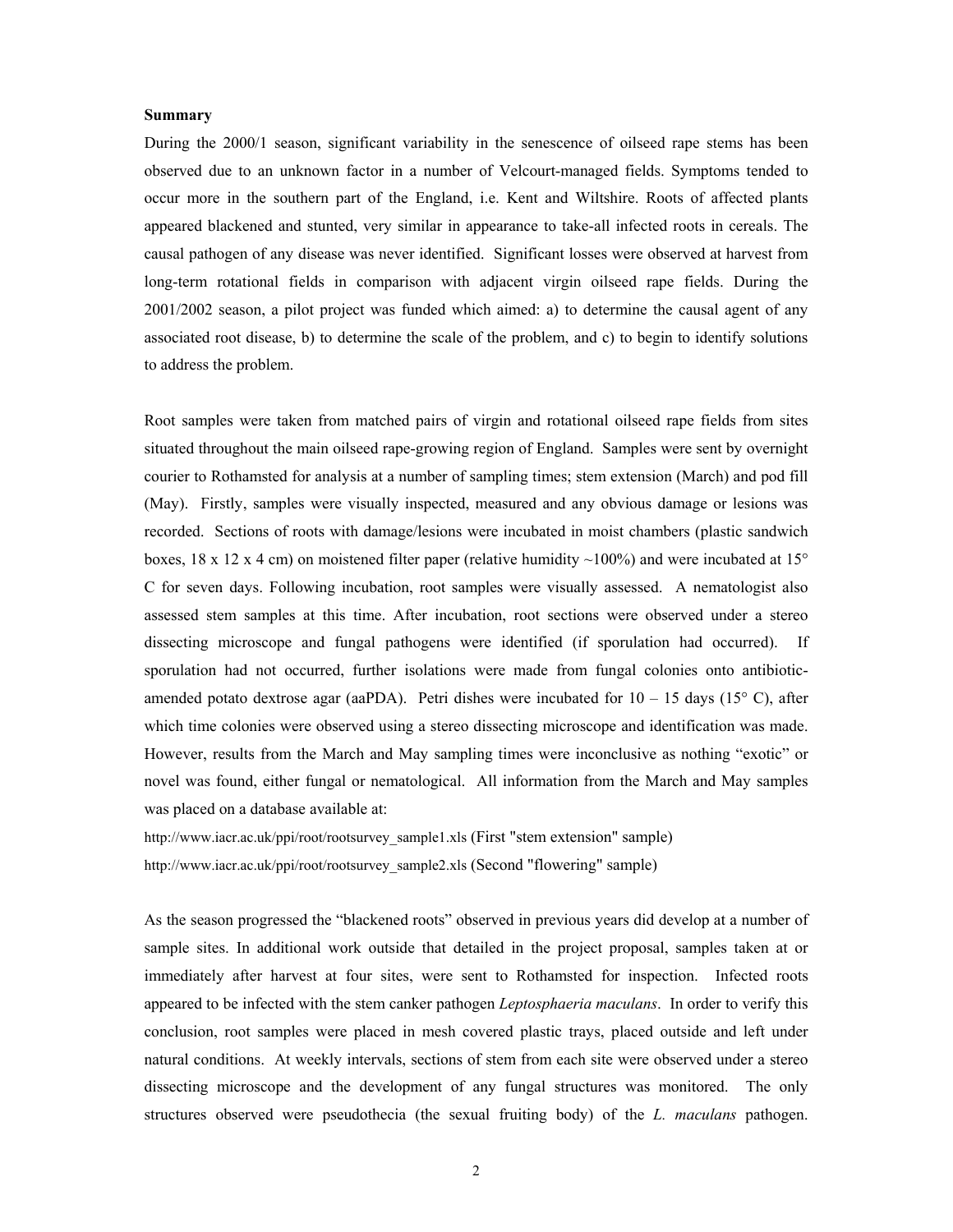**Summary**

During the 2000/1 season, significant variability in the senescence of oilseed rape stems has been observed due to an unknown factor in a number of Velcourt-managed fields. Symptoms tended to occur more in the southern part of the England, i.e. Kent and Wiltshire. Roots of affected plants appeared blackened and stunted, very similar in appearance to take-all infected roots in cereals. The causal pathogen of any disease was never identified. Significant losses were observed at harvest from long-term rotational fields in comparison with adjacent virgin oilseed rape fields. During the 2001/2002 season, a pilot project was funded which aimed: a) to determine the causal agent of any associated root disease, b) to determine the scale of the problem, and c) to begin to identify solutions to address the problem.

Root samples were taken from matched pairs of virgin and rotational oilseed rape fields from sites situated throughout the main oilseed rape-growing region of England. Samples were sent by overnight courier to Rothamsted for analysis at a number of sampling times; stem extension (March) and pod fill (May). Firstly, samples were visually inspected, measured and any obvious damage or lesions was recorded. Sections of roots with damage/lesions were incubated in moist chambers (plastic sandwich boxes, 18 x 12 x 4 cm) on moistened filter paper (relative humidity ~100%) and were incubated at 15° C for seven days. Following incubation, root samples were visually assessed. A nematologist also assessed stem samples at this time. After incubation, root sections were observed under a stereo dissecting microscope and fungal pathogens were identified (if sporulation had occurred). If sporulation had not occurred, further isolations were made from fungal colonies onto antibiotic-amended potato dextrose agar (aaPDA). Petri dishes were incubated for 10 – 15 days (15° C), after which time colonies were observed using a stereo dissecting microscope and identification was made. However, results from the March and May sampling times were inconclusive as nothing "exotic" or novel was found, either fungal or nematological. All information from the March and May samples was placed on a database available at:

http://www.iacr.ac.uk/ppi/root/rootsurvey_sample1.xls (First "stem extension" sample)

http://www.iacr.ac.uk/ppi/root/rootsurvey_sample2.xls (Second "flowering" sample)

As the season progressed the "blackened roots" observed in previous years did develop at a number of sample sites. In additional work outside that detailed in the project proposal, samples taken at or immediately after harvest at four sites, were sent to Rothamsted for inspection. Infected roots appeared to be infected with the stem canker pathogen *Leptosphaeria maculans*. In order to verify this conclusion, root samples were placed in mesh covered plastic trays, placed outside and left under natural conditions. At weekly intervals, sections of stem from each site were observed under a stereo dissecting microscope and the development of any fungal structures was monitored. The only structures observed were pseudothecia (the sexual fruiting body) of the *L. maculans* pathogen.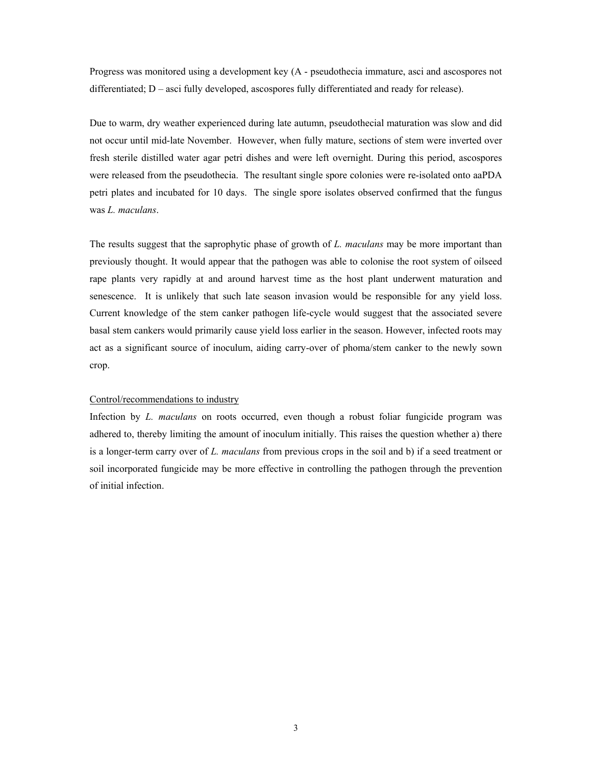Progress was monitored using a development key (A - pseudothecia immature, asci and ascospores not differentiated; D – asci fully developed, ascospores fully differentiated and ready for release).

Due to warm, dry weather experienced during late autumn, pseudothecial maturation was slow and did not occur until mid-late November. However, when fully mature, sections of stem were inverted over fresh sterile distilled water agar petri dishes and were left overnight. During this period, ascospores were released from the pseudothecia. The resultant single spore colonies were re-isolated onto aaPDA petri plates and incubated for 10 days. The single spore isolates observed confirmed that the fungus was *L. maculans*.

The results suggest that the saprophytic phase of growth of *L. maculans* may be more important than previously thought. It would appear that the pathogen was able to colonise the root system of oilseed rape plants very rapidly at and around harvest time as the host plant underwent maturation and senescence. It is unlikely that such late season invasion would be responsible for any yield loss. Current knowledge of the stem canker pathogen life-cycle would suggest that the associated severe basal stem cankers would primarily cause yield loss earlier in the season. However, infected roots may act as a significant source of inoculum, aiding carry-over of phoma/stem canker to the newly sown crop.

<u>Control/recommendations to industry</u>

Infection by *L. maculans* on roots occurred, even though a robust foliar fungicide program was adhered to, thereby limiting the amount of inoculum initially. This raises the question whether a) there is a longer-term carry over of *L. maculans* from previous crops in the soil and b) if a seed treatment or soil incorporated fungicide may be more effective in controlling the pathogen through the prevention of initial infection.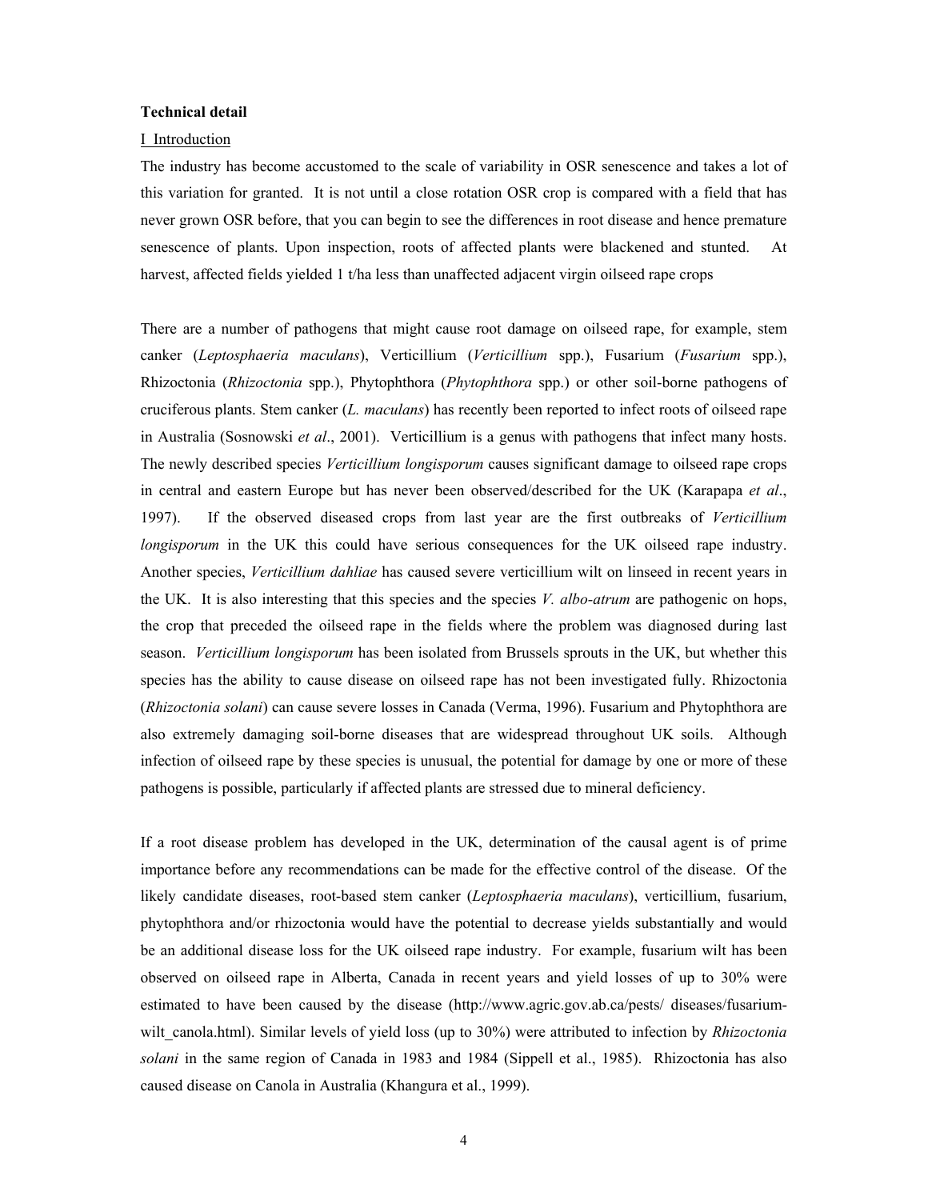**Technical detail**

I Introduction

The industry has become accustomed to the scale of variability in OSR senescence and takes a lot of this variation for granted. It is not until a close rotation OSR crop is compared with a field that has never grown OSR before, that you can begin to see the differences in root disease and hence premature senescence of plants. Upon inspection, roots of affected plants were blackened and stunted. At harvest, affected fields yielded 1 t/ha less than unaffected adjacent virgin oilseed rape crops

There are a number of pathogens that might cause root damage on oilseed rape, for example, stem canker (*Leptosphaeria maculans*), Verticillium (*Verticillium* spp.), Fusarium (*Fusarium* spp.), Rhizoctonia (*Rhizoctonia* spp.), Phytophthora (*Phytophthora* spp.) or other soil-borne pathogens of cruciferous plants. Stem canker (*L. maculans*) has recently been reported to infect roots of oilseed rape in Australia (Sosnowski *et al*., 2001). Verticillium is a genus with pathogens that infect many hosts. The newly described species *Verticillium longisporum* causes significant damage to oilseed rape crops in central and eastern Europe but has never been observed/described for the UK (Karapapa *et al*., 1997). If the observed diseased crops from last year are the first outbreaks of *Verticillium longisporum* in the UK this could have serious consequences for the UK oilseed rape industry. Another species, *Verticillium dahliae* has caused severe verticillium wilt on linseed in recent years in the UK. It is also interesting that this species and the species *V. albo-atrum* are pathogenic on hops, the crop that preceded the oilseed rape in the fields where the problem was diagnosed during last season. *Verticillium longisporum* has been isolated from Brussels sprouts in the UK, but whether this species has the ability to cause disease on oilseed rape has not been investigated fully. Rhizoctonia (*Rhizoctonia solani*) can cause severe losses in Canada (Verma, 1996). Fusarium and Phytophthora are also extremely damaging soil-borne diseases that are widespread throughout UK soils. Although infection of oilseed rape by these species is unusual, the potential for damage by one or more of these pathogens is possible, particularly if affected plants are stressed due to mineral deficiency.

If a root disease problem has developed in the UK, determination of the causal agent is of prime importance before any recommendations can be made for the effective control of the disease. Of the likely candidate diseases, root-based stem canker (*Leptosphaeria maculans*), verticillium, fusarium, phytophthora and/or rhizoctonia would have the potential to decrease yields substantially and would be an additional disease loss for the UK oilseed rape industry. For example, fusarium wilt has been observed on oilseed rape in Alberta, Canada in recent years and yield losses of up to 30% were estimated to have been caused by the disease (http://www.agric.gov.ab.ca/pests/ diseases/fusarium-wilt_canola.html). Similar levels of yield loss (up to 30%) were attributed to infection by *Rhizoctonia solani* in the same region of Canada in 1983 and 1984 (Sippell et al., 1985). Rhizoctonia has also caused disease on Canola in Australia (Khangura et al., 1999).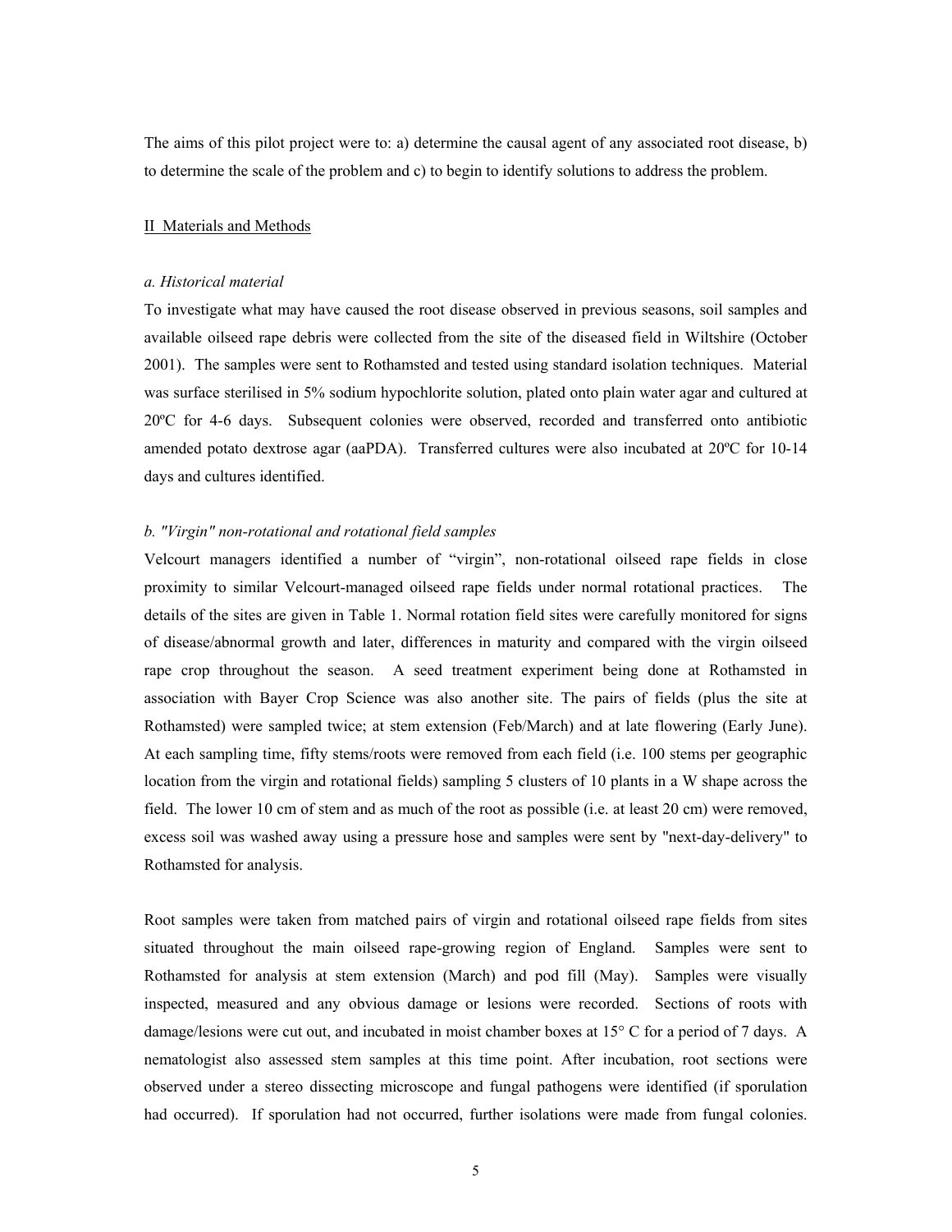The aims of this pilot project were to: a) determine the causal agent of any associated root disease, b) to determine the scale of the problem and c) to begin to identify solutions to address the problem.

## II  Materials and Methods

### *a. Historical material*

To investigate what may have caused the root disease observed in previous seasons, soil samples and available oilseed rape debris were collected from the site of the diseased field in Wiltshire (October 2001). The samples were sent to Rothamsted and tested using standard isolation techniques. Material was surface sterilised in 5% sodium hypochlorite solution, plated onto plain water agar and cultured at 20ºC for 4-6 days. Subsequent colonies were observed, recorded and transferred onto antibiotic amended potato dextrose agar (aaPDA). Transferred cultures were also incubated at 20ºC for 10-14 days and cultures identified.

### *b. "Virgin" non-rotational and rotational field samples*

Velcourt managers identified a number of "virgin", non-rotational oilseed rape fields in close proximity to similar Velcourt-managed oilseed rape fields under normal rotational practices. The details of the sites are given in Table 1. Normal rotation field sites were carefully monitored for signs of disease/abnormal growth and later, differences in maturity and compared with the virgin oilseed rape crop throughout the season. A seed treatment experiment being done at Rothamsted in association with Bayer Crop Science was also another site. The pairs of fields (plus the site at Rothamsted) were sampled twice; at stem extension (Feb/March) and at late flowering (Early June). At each sampling time, fifty stems/roots were removed from each field (i.e. 100 stems per geographic location from the virgin and rotational fields) sampling 5 clusters of 10 plants in a W shape across the field. The lower 10 cm of stem and as much of the root as possible (i.e. at least 20 cm) were removed, excess soil was washed away using a pressure hose and samples were sent by "next-day-delivery" to Rothamsted for analysis.

Root samples were taken from matched pairs of virgin and rotational oilseed rape fields from sites situated throughout the main oilseed rape-growing region of England. Samples were sent to Rothamsted for analysis at stem extension (March) and pod fill (May). Samples were visually inspected, measured and any obvious damage or lesions were recorded. Sections of roots with damage/lesions were cut out, and incubated in moist chamber boxes at 15° C for a period of 7 days. A nematologist also assessed stem samples at this time point. After incubation, root sections were observed under a stereo dissecting microscope and fungal pathogens were identified (if sporulation had occurred). If sporulation had not occurred, further isolations were made from fungal colonies.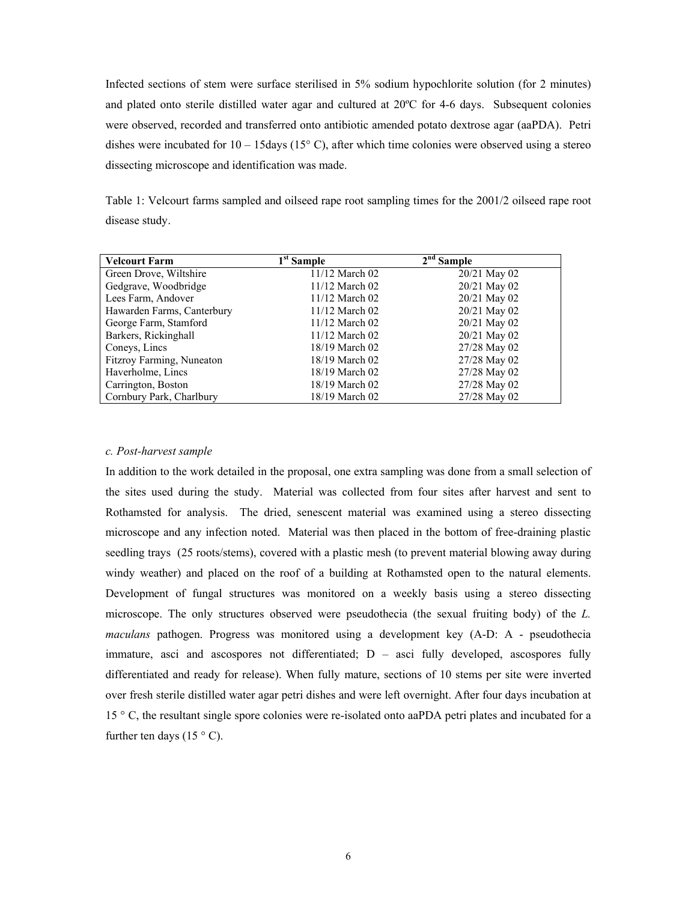Infected sections of stem were surface sterilised in 5% sodium hypochlorite solution (for 2 minutes) and plated onto sterile distilled water agar and cultured at 20ºC for 4-6 days. Subsequent colonies were observed, recorded and transferred onto antibiotic amended potato dextrose agar (aaPDA). Petri dishes were incubated for 10 – 15days (15° C), after which time colonies were observed using a stereo dissecting microscope and identification was made.

Table 1: Velcourt farms sampled and oilseed rape root sampling times for the 2001/2 oilseed rape root disease study.

| Velcourt Farm | 1st Sample | 2nd Sample |
|---|---|---|
| Green Drove, Wiltshire | 11/12 March 02 | 20/21 May 02 |
| Gedgrave, Woodbridge | 11/12 March 02 | 20/21 May 02 |
| Lees Farm, Andover | 11/12 March 02 | 20/21 May 02 |
| Hawarden Farms, Canterbury | 11/12 March 02 | 20/21 May 02 |
| George Farm, Stamford | 11/12 March 02 | 20/21 May 02 |
| Barkers, Rickinghall | 11/12 March 02 | 20/21 May 02 |
| Coneys, Lincs | 18/19 March 02 | 27/28 May 02 |
| Fitzroy Farming, Nuneaton | 18/19 March 02 | 27/28 May 02 |
| Haverholme, Lincs | 18/19 March 02 | 27/28 May 02 |
| Carrington, Boston | 18/19 March 02 | 27/28 May 02 |
| Cornbury Park, Charlbury | 18/19 March 02 | 27/28 May 02 |

*c. Post-harvest sample*

In addition to the work detailed in the proposal, one extra sampling was done from a small selection of the sites used during the study. Material was collected from four sites after harvest and sent to Rothamsted for analysis. The dried, senescent material was examined using a stereo dissecting microscope and any infection noted. Material was then placed in the bottom of free-draining plastic seedling trays (25 roots/stems), covered with a plastic mesh (to prevent material blowing away during windy weather) and placed on the roof of a building at Rothamsted open to the natural elements. Development of fungal structures was monitored on a weekly basis using a stereo dissecting microscope. The only structures observed were pseudothecia (the sexual fruiting body) of the *L. maculans* pathogen. Progress was monitored using a development key (A-D: A - pseudothecia immature, asci and ascospores not differentiated; D – asci fully developed, ascospores fully differentiated and ready for release). When fully mature, sections of 10 stems per site were inverted over fresh sterile distilled water agar petri dishes and were left overnight. After four days incubation at 15 ° C, the resultant single spore colonies were re-isolated onto aaPDA petri plates and incubated for a further ten days (15 ° C).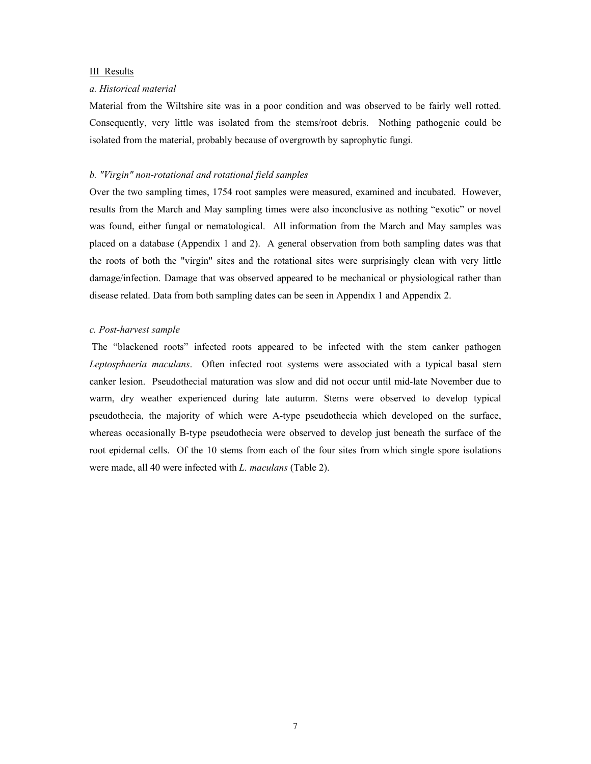## III Results

### *a. Historical material*

Material from the Wiltshire site was in a poor condition and was observed to be fairly well rotted. Consequently, very little was isolated from the stems/root debris. Nothing pathogenic could be isolated from the material, probably because of overgrowth by saprophytic fungi.

### *b. "Virgin" non-rotational and rotational field samples*

Over the two sampling times, 1754 root samples were measured, examined and incubated. However, results from the March and May sampling times were also inconclusive as nothing "exotic" or novel was found, either fungal or nematological. All information from the March and May samples was placed on a database (Appendix 1 and 2). A general observation from both sampling dates was that the roots of both the "virgin" sites and the rotational sites were surprisingly clean with very little damage/infection. Damage that was observed appeared to be mechanical or physiological rather than disease related. Data from both sampling dates can be seen in Appendix 1 and Appendix 2.

### *c. Post-harvest sample*

The "blackened roots" infected roots appeared to be infected with the stem canker pathogen *Leptosphaeria maculans*. Often infected root systems were associated with a typical basal stem canker lesion. Pseudothecial maturation was slow and did not occur until mid-late November due to warm, dry weather experienced during late autumn. Stems were observed to develop typical pseudothecia, the majority of which were A-type pseudothecia which developed on the surface, whereas occasionally B-type pseudothecia were observed to develop just beneath the surface of the root epidemal cells. Of the 10 stems from each of the four sites from which single spore isolations were made, all 40 were infected with *L. maculans* (Table 2).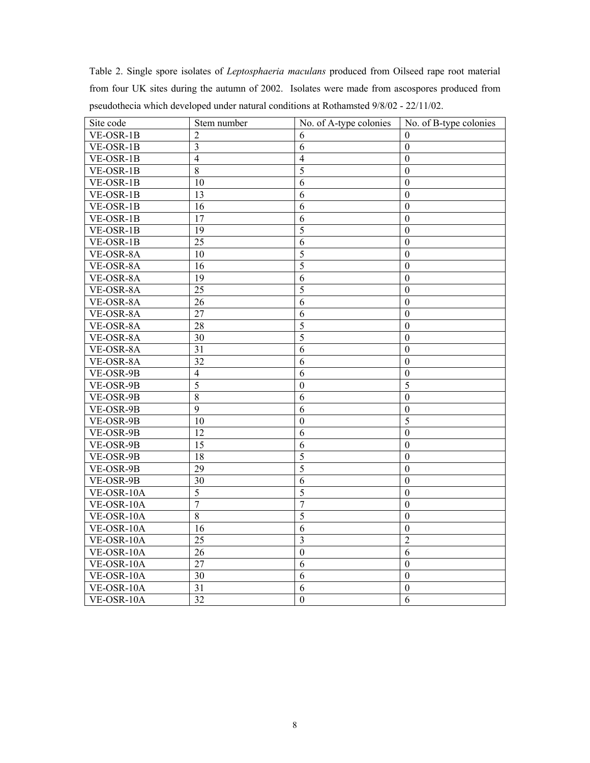Table 2. Single spore isolates of *Leptosphaeria maculans* produced from Oilseed rape root material from four UK sites during the autumn of 2002. Isolates were made from ascospores produced from pseudothecia which developed under natural conditions at Rothamsted 9/8/02 - 22/11/02.

| Site code | Stem number | No. of A-type colonies | No. of B-type colonies |
|---|---|---|---|
| VE-OSR-1B | 2 | 6 | 0 |
| VE-OSR-1B | 3 | 6 | 0 |
| VE-OSR-1B | 4 | 4 | 0 |
| VE-OSR-1B | 8 | 5 | 0 |
| VE-OSR-1B | 10 | 6 | 0 |
| VE-OSR-1B | 13 | 6 | 0 |
| VE-OSR-1B | 16 | 6 | 0 |
| VE-OSR-1B | 17 | 6 | 0 |
| VE-OSR-1B | 19 | 5 | 0 |
| VE-OSR-1B | 25 | 6 | 0 |
| VE-OSR-8A | 10 | 5 | 0 |
| VE-OSR-8A | 16 | 5 | 0 |
| VE-OSR-8A | 19 | 6 | 0 |
| VE-OSR-8A | 25 | 5 | 0 |
| VE-OSR-8A | 26 | 6 | 0 |
| VE-OSR-8A | 27 | 6 | 0 |
| VE-OSR-8A | 28 | 5 | 0 |
| VE-OSR-8A | 30 | 5 | 0 |
| VE-OSR-8A | 31 | 6 | 0 |
| VE-OSR-8A | 32 | 6 | 0 |
| VE-OSR-9B | 4 | 6 | 0 |
| VE-OSR-9B | 5 | 0 | 5 |
| VE-OSR-9B | 8 | 6 | 0 |
| VE-OSR-9B | 9 | 6 | 0 |
| VE-OSR-9B | 10 | 0 | 5 |
| VE-OSR-9B | 12 | 6 | 0 |
| VE-OSR-9B | 15 | 6 | 0 |
| VE-OSR-9B | 18 | 5 | 0 |
| VE-OSR-9B | 29 | 5 | 0 |
| VE-OSR-9B | 30 | 6 | 0 |
| VE-OSR-10A | 5 | 5 | 0 |
| VE-OSR-10A | 7 | 7 | 0 |
| VE-OSR-10A | 8 | 5 | 0 |
| VE-OSR-10A | 16 | 6 | 0 |
| VE-OSR-10A | 25 | 3 | 2 |
| VE-OSR-10A | 26 | 0 | 6 |
| VE-OSR-10A | 27 | 6 | 0 |
| VE-OSR-10A | 30 | 6 | 0 |
| VE-OSR-10A | 31 | 6 | 0 |
| VE-OSR-10A | 32 | 0 | 6 |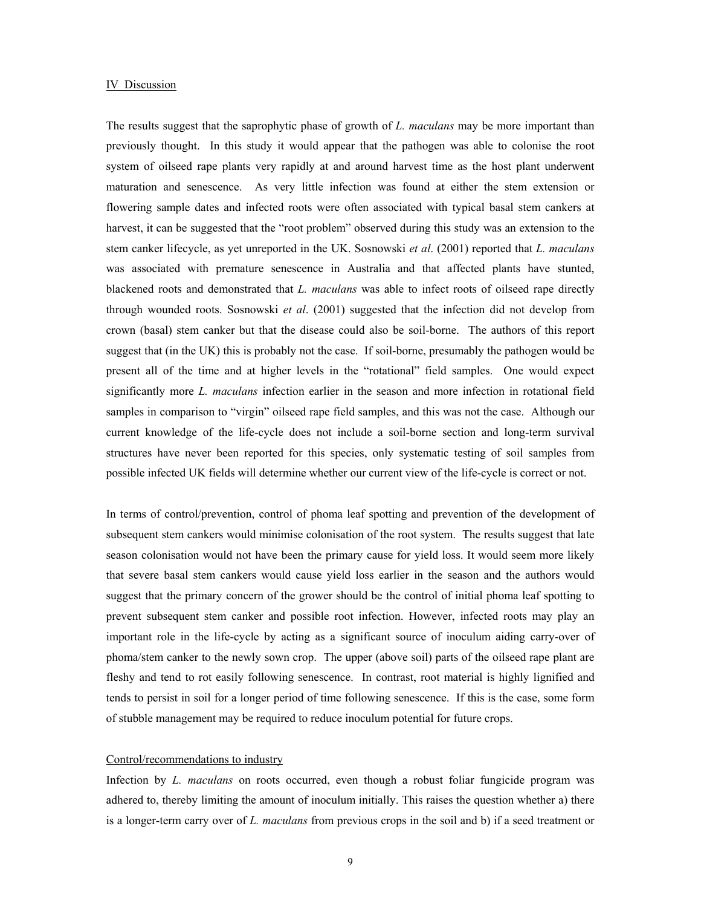## IV Discussion

The results suggest that the saprophytic phase of growth of *L. maculans* may be more important than previously thought. In this study it would appear that the pathogen was able to colonise the root system of oilseed rape plants very rapidly at and around harvest time as the host plant underwent maturation and senescence. As very little infection was found at either the stem extension or flowering sample dates and infected roots were often associated with typical basal stem cankers at harvest, it can be suggested that the "root problem" observed during this study was an extension to the stem canker lifecycle, as yet unreported in the UK. Sosnowski *et al*. (2001) reported that *L. maculans* was associated with premature senescence in Australia and that affected plants have stunted, blackened roots and demonstrated that *L. maculans* was able to infect roots of oilseed rape directly through wounded roots. Sosnowski *et al*. (2001) suggested that the infection did not develop from crown (basal) stem canker but that the disease could also be soil-borne. The authors of this report suggest that (in the UK) this is probably not the case. If soil-borne, presumably the pathogen would be present all of the time and at higher levels in the "rotational" field samples. One would expect significantly more *L. maculans* infection earlier in the season and more infection in rotational field samples in comparison to "virgin" oilseed rape field samples, and this was not the case. Although our current knowledge of the life-cycle does not include a soil-borne section and long-term survival structures have never been reported for this species, only systematic testing of soil samples from possible infected UK fields will determine whether our current view of the life-cycle is correct or not.

In terms of control/prevention, control of phoma leaf spotting and prevention of the development of subsequent stem cankers would minimise colonisation of the root system. The results suggest that late season colonisation would not have been the primary cause for yield loss. It would seem more likely that severe basal stem cankers would cause yield loss earlier in the season and the authors would suggest that the primary concern of the grower should be the control of initial phoma leaf spotting to prevent subsequent stem canker and possible root infection. However, infected roots may play an important role in the life-cycle by acting as a significant source of inoculum aiding carry-over of phoma/stem canker to the newly sown crop. The upper (above soil) parts of the oilseed rape plant are fleshy and tend to rot easily following senescence. In contrast, root material is highly lignified and tends to persist in soil for a longer period of time following senescence. If this is the case, some form of stubble management may be required to reduce inoculum potential for future crops.

### Control/recommendations to industry

Infection by *L. maculans* on roots occurred, even though a robust foliar fungicide program was adhered to, thereby limiting the amount of inoculum initially. This raises the question whether a) there is a longer-term carry over of *L. maculans* from previous crops in the soil and b) if a seed treatment or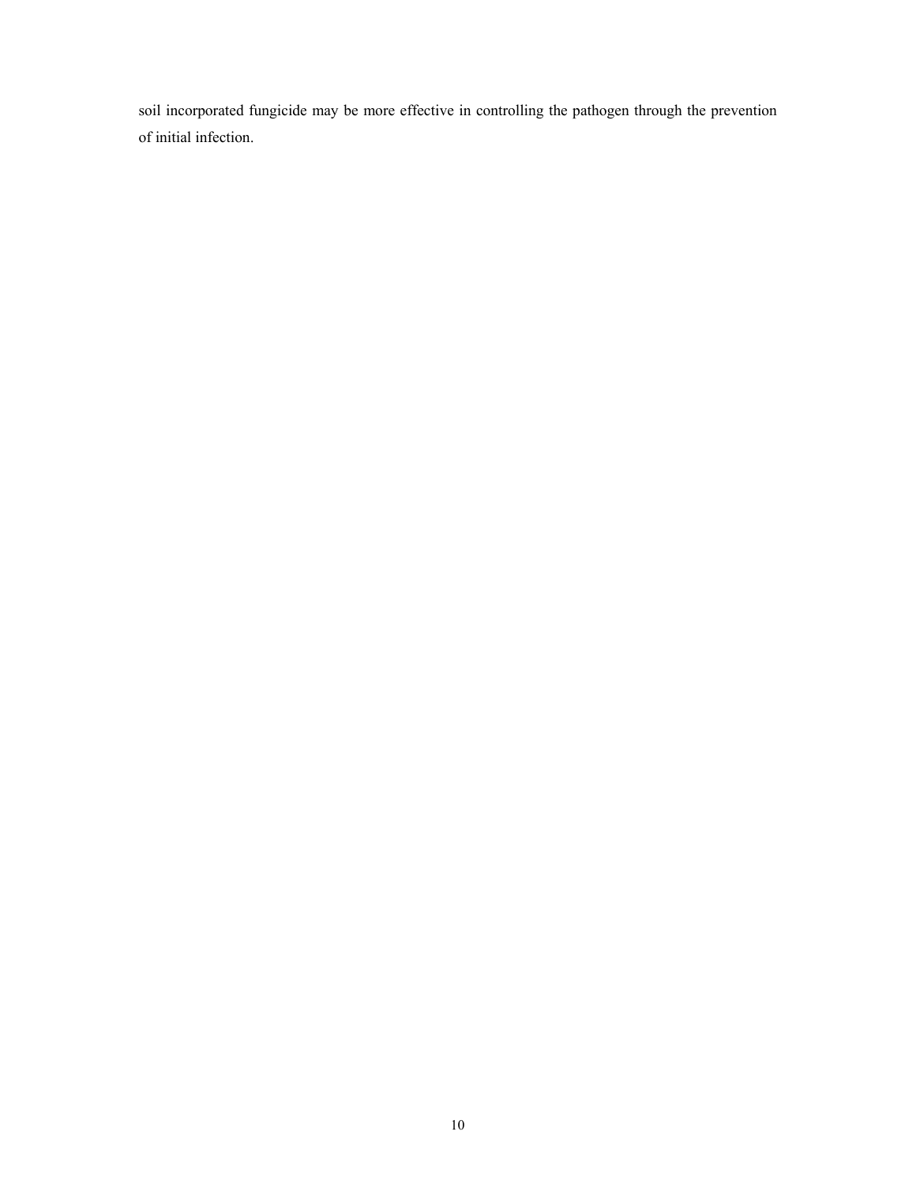soil incorporated fungicide may be more effective in controlling the pathogen through the prevention of initial infection.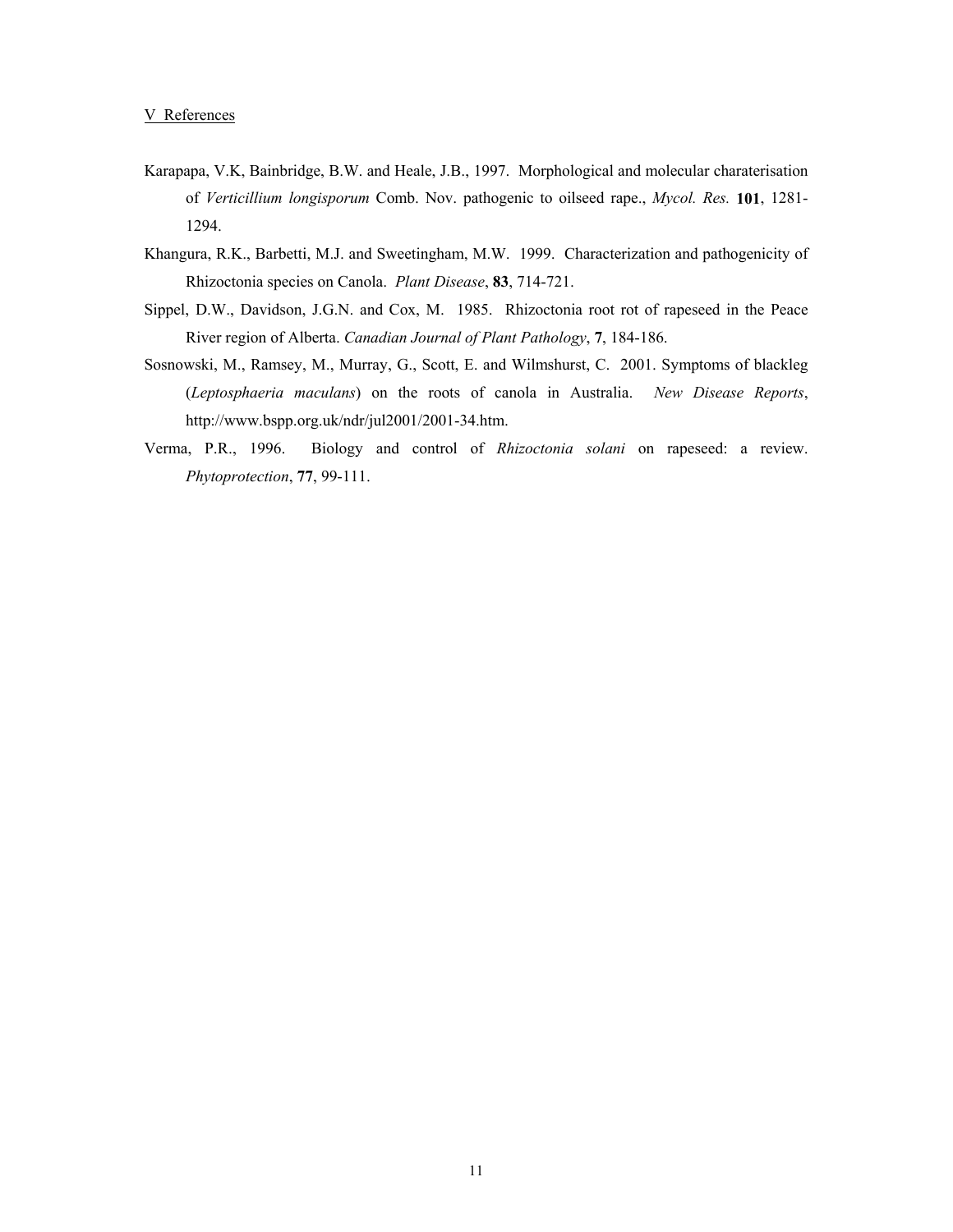## V References

Karapapa, V.K, Bainbridge, B.W. and Heale, J.B., 1997. Morphological and molecular charaterisation of *Verticillium longisporum* Comb. Nov. pathogenic to oilseed rape., *Mycol. Res.* **101**, 1281-1294.

Khangura, R.K., Barbetti, M.J. and Sweetingham, M.W. 1999. Characterization and pathogenicity of Rhizoctonia species on Canola. *Plant Disease*, **83**, 714-721.

Sippel, D.W., Davidson, J.G.N. and Cox, M. 1985. Rhizoctonia root rot of rapeseed in the Peace River region of Alberta. *Canadian Journal of Plant Pathology*, **7**, 184-186.

Sosnowski, M., Ramsey, M., Murray, G., Scott, E. and Wilmshurst, C. 2001. Symptoms of blackleg (*Leptosphaeria maculans*) on the roots of canola in Australia. *New Disease Reports*, http://www.bspp.org.uk/ndr/jul2001/2001-34.htm.

Verma, P.R., 1996. Biology and control of *Rhizoctonia solani* on rapeseed: a review. *Phytoprotection*, **77**, 99-111.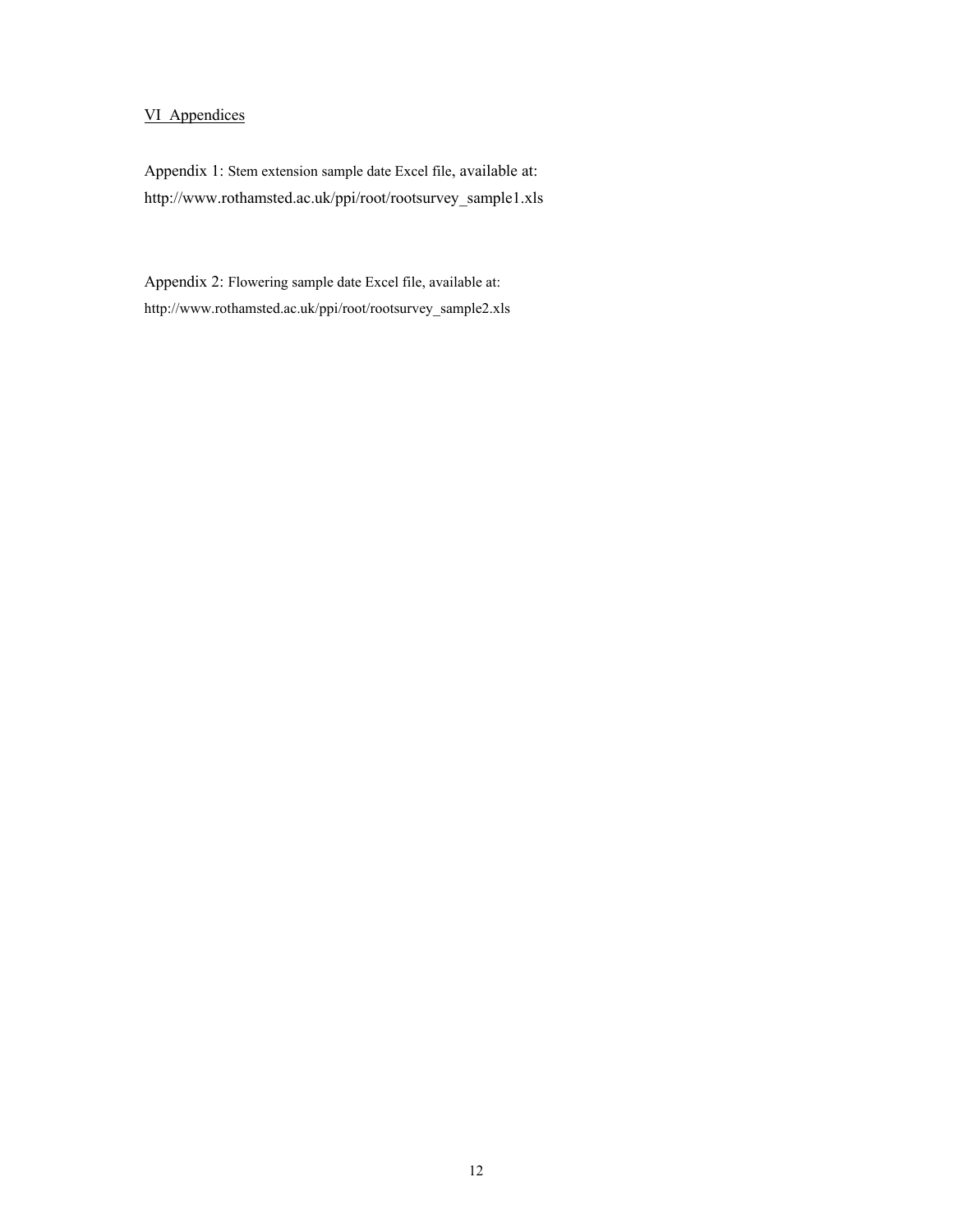## VI Appendices

Appendix 1: Stem extension sample date Excel file, available at: http://www.rothamsted.ac.uk/ppi/root/rootsurvey_sample1.xls

Appendix 2: Flowering sample date Excel file, available at: http://www.rothamsted.ac.uk/ppi/root/rootsurvey_sample2.xls